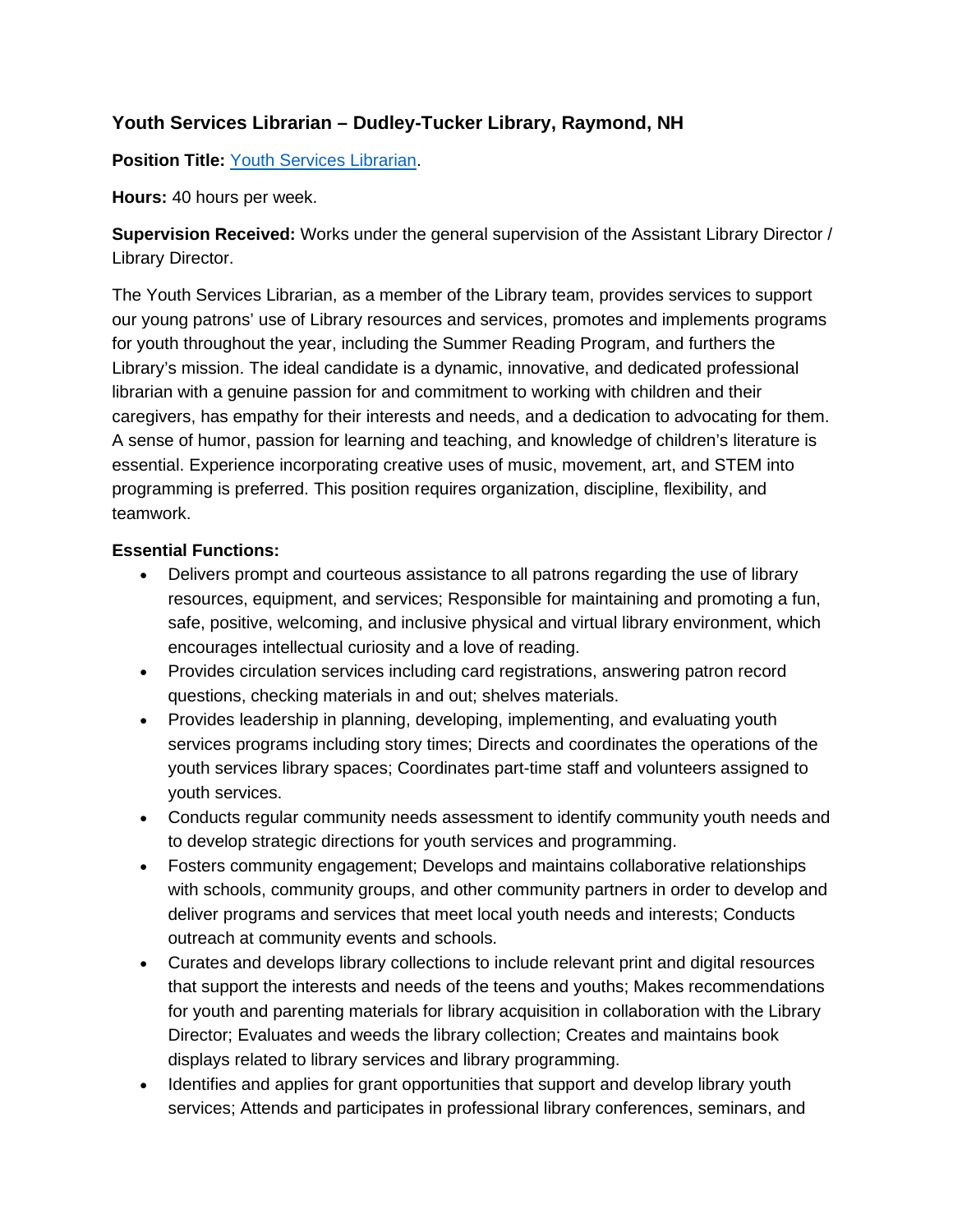### Youth Services Librarian – Dudley-Tucker Library, Raymond, NH

**Position Title:** [Youth Services Librarian].

**Hours:** 40 hours per week.

**Supervision Received:** Works under the general supervision of the Assistant Library Director / Library Director.

The Youth Services Librarian, as a member of the Library team, provides services to support our young patrons' use of Library resources and services, promotes and implements programs for youth throughout the year, including the Summer Reading Program, and furthers the Library's mission. The ideal candidate is a dynamic, innovative, and dedicated professional librarian with a genuine passion for and commitment to working with children and their caregivers, has empathy for their interests and needs, and a dedication to advocating for them. A sense of humor, passion for learning and teaching, and knowledge of children's literature is essential. Experience incorporating creative uses of music, movement, art, and STEM into programming is preferred. This position requires organization, discipline, flexibility, and teamwork.

**Essential Functions:**

- Delivers prompt and courteous assistance to all patrons regarding the use of library resources, equipment, and services; Responsible for maintaining and promoting a fun, safe, positive, welcoming, and inclusive physical and virtual library environment, which encourages intellectual curiosity and a love of reading.
- Provides circulation services including card registrations, answering patron record questions, checking materials in and out; shelves materials.
- Provides leadership in planning, developing, implementing, and evaluating youth services programs including story times; Directs and coordinates the operations of the youth services library spaces; Coordinates part-time staff and volunteers assigned to youth services.
- Conducts regular community needs assessment to identify community youth needs and to develop strategic directions for youth services and programming.
- Fosters community engagement; Develops and maintains collaborative relationships with schools, community groups, and other community partners in order to develop and deliver programs and services that meet local youth needs and interests; Conducts outreach at community events and schools.
- Curates and develops library collections to include relevant print and digital resources that support the interests and needs of the teens and youths; Makes recommendations for youth and parenting materials for library acquisition in collaboration with the Library Director; Evaluates and weeds the library collection; Creates and maintains book displays related to library services and library programming.
- Identifies and applies for grant opportunities that support and develop library youth services; Attends and participates in professional library conferences, seminars, and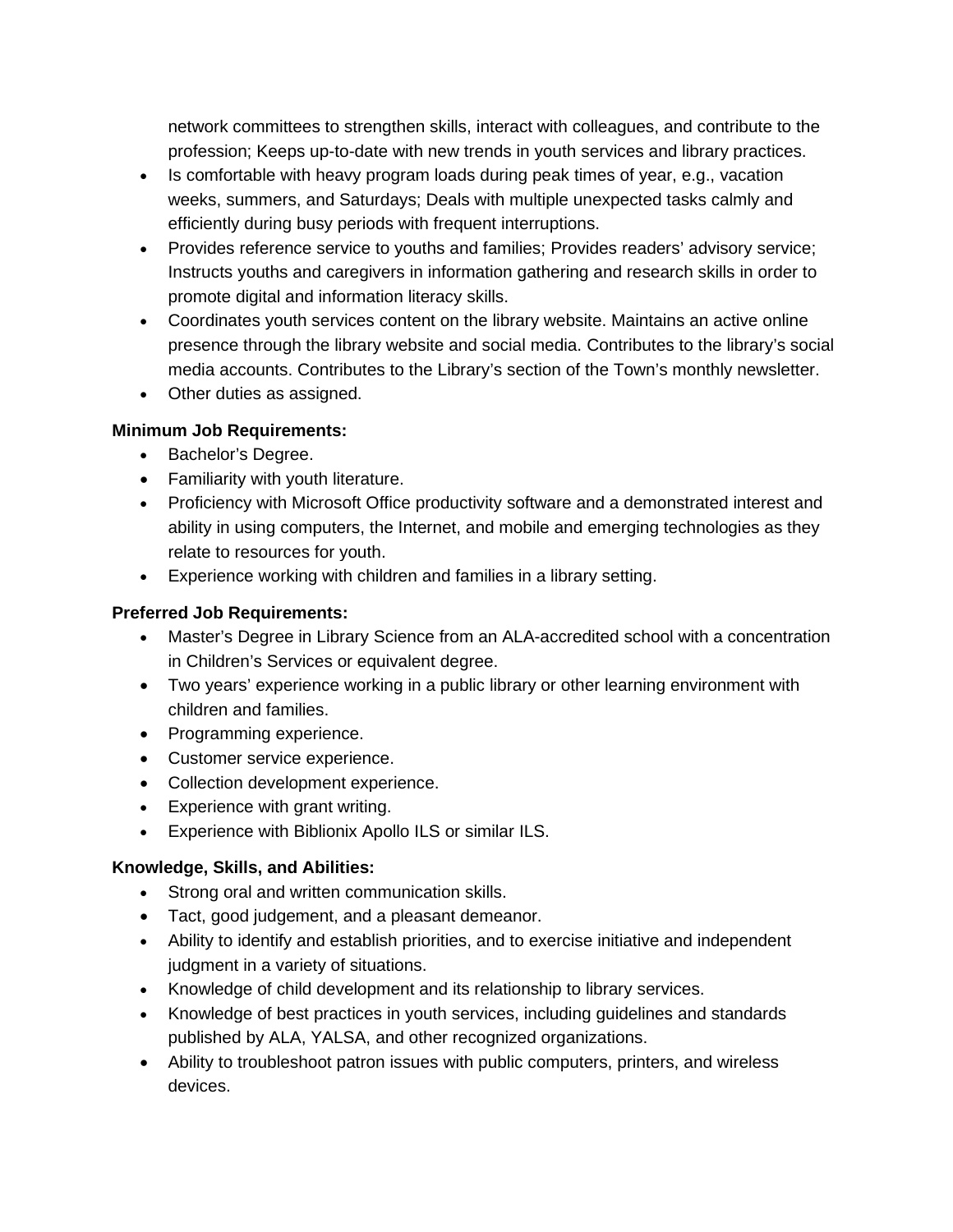network committees to strengthen skills, interact with colleagues, and contribute to the profession; Keeps up-to-date with new trends in youth services and library practices.

- Is comfortable with heavy program loads during peak times of year, e.g., vacation weeks, summers, and Saturdays; Deals with multiple unexpected tasks calmly and efficiently during busy periods with frequent interruptions.
- Provides reference service to youths and families; Provides readers' advisory service; Instructs youths and caregivers in information gathering and research skills in order to promote digital and information literacy skills.
- Coordinates youth services content on the library website. Maintains an active online presence through the library website and social media. Contributes to the library's social media accounts. Contributes to the Library's section of the Town's monthly newsletter.
- Other duties as assigned.

**Minimum Job Requirements:**

- Bachelor's Degree.
- Familiarity with youth literature.
- Proficiency with Microsoft Office productivity software and a demonstrated interest and ability in using computers, the Internet, and mobile and emerging technologies as they relate to resources for youth.
- Experience working with children and families in a library setting.

**Preferred Job Requirements:**

- Master's Degree in Library Science from an ALA-accredited school with a concentration in Children's Services or equivalent degree.
- Two years' experience working in a public library or other learning environment with children and families.
- Programming experience.
- Customer service experience.
- Collection development experience.
- Experience with grant writing.
- Experience with Biblionix Apollo ILS or similar ILS.

**Knowledge, Skills, and Abilities:**

- Strong oral and written communication skills.
- Tact, good judgement, and a pleasant demeanor.
- Ability to identify and establish priorities, and to exercise initiative and independent judgment in a variety of situations.
- Knowledge of child development and its relationship to library services.
- Knowledge of best practices in youth services, including guidelines and standards published by ALA, YALSA, and other recognized organizations.
- Ability to troubleshoot patron issues with public computers, printers, and wireless devices.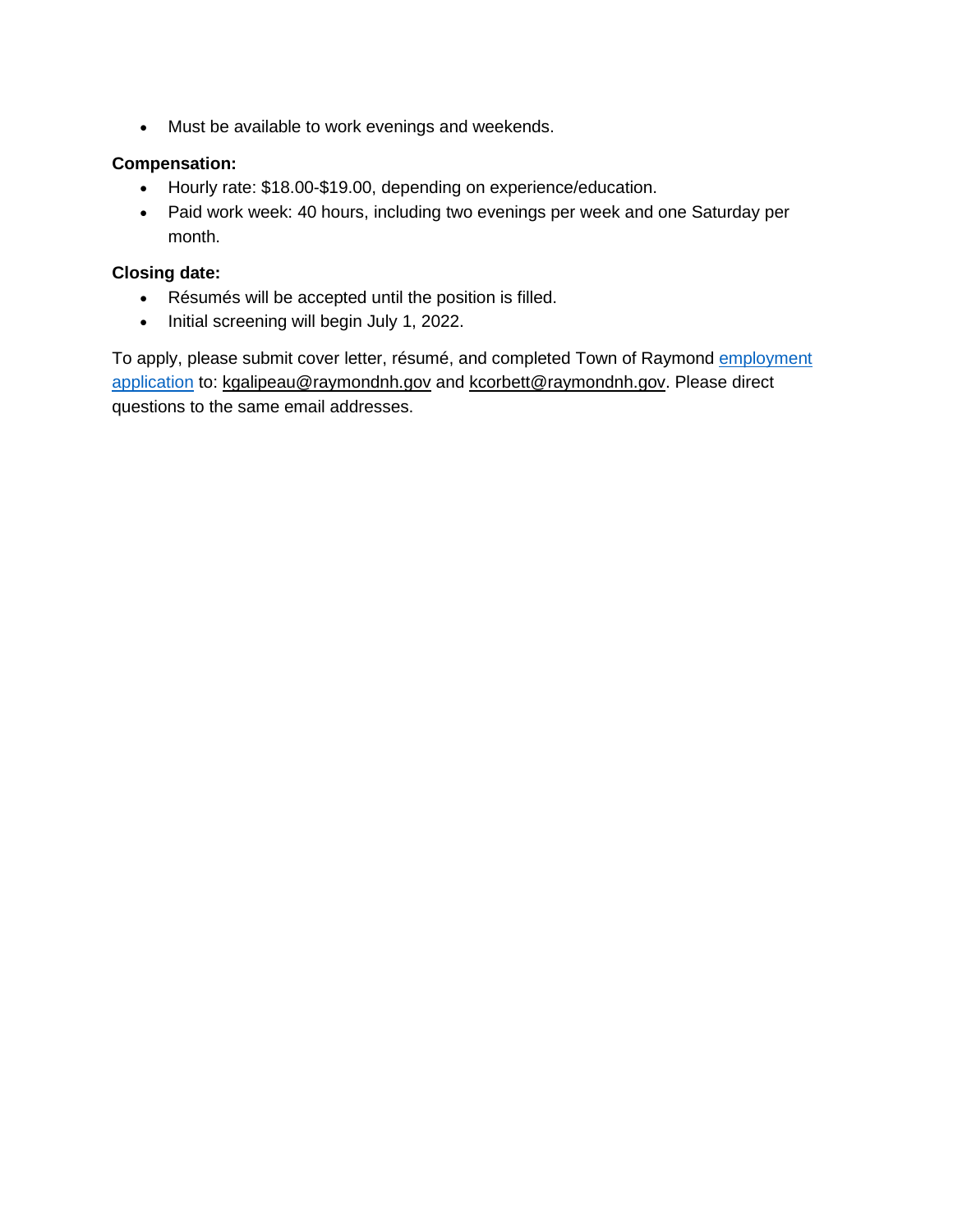- Must be available to work evenings and weekends.

**Compensation:**

- Hourly rate: $18.00-$19.00, depending on experience/education.
- Paid work week: 40 hours, including two evenings per week and one Saturday per month.

**Closing date:**

- Résumés will be accepted until the position is filled.
- Initial screening will begin July 1, 2022.

To apply, please submit cover letter, résumé, and completed Town of Raymond employment application to: kgalipeau@raymondnh.gov and kcorbett@raymondnh.gov. Please direct questions to the same email addresses.